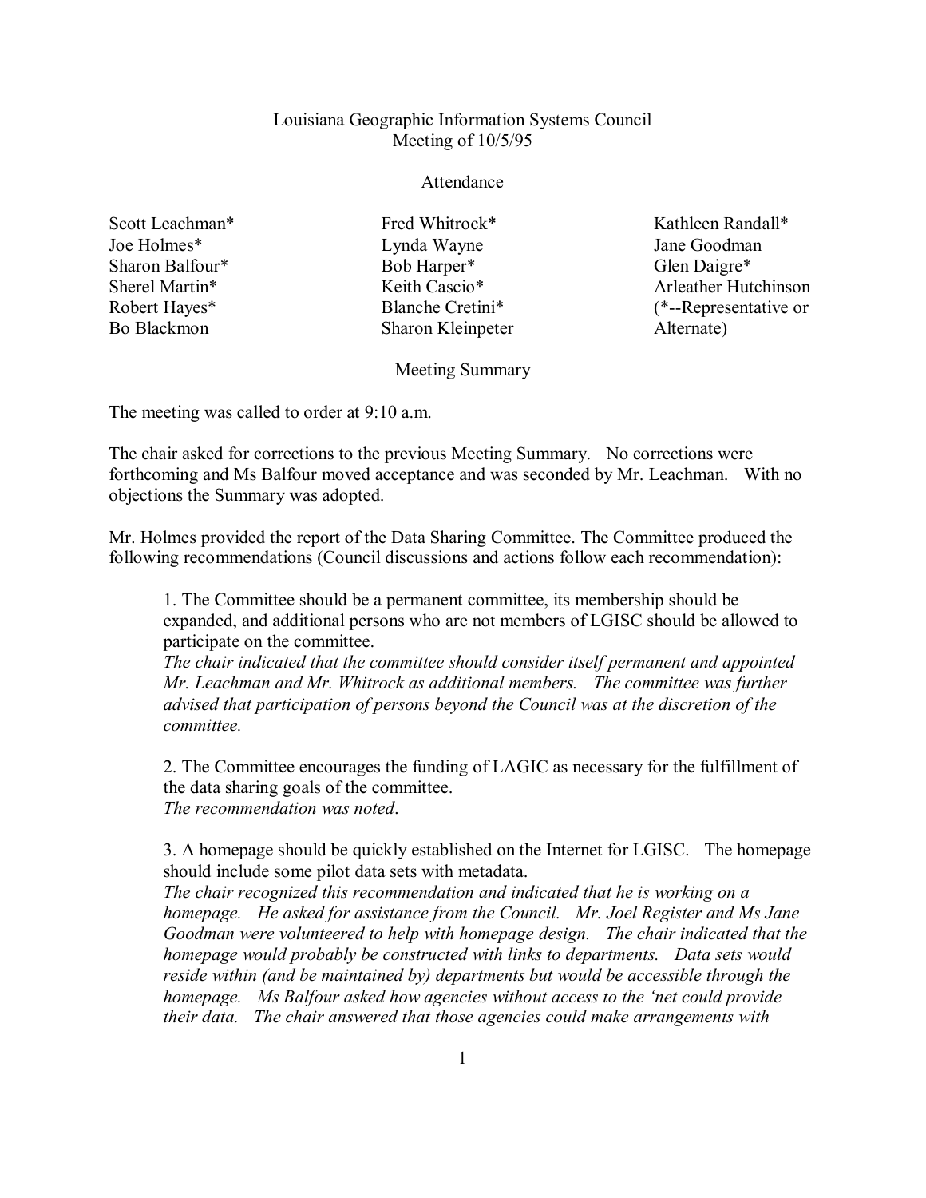Louisiana Geographic Information Systems Council
Meeting of 10/5/95

Attendance

| | | |
|---|---|---|
| Scott Leachman* | Fred Whitrock* | Kathleen Randall* |
| Joe Holmes* | Lynda Wayne | Jane Goodman |
| Sharon Balfour* | Bob Harper* | Glen Daigre* |
| Sherel Martin* | Keith Cascio* | Arleather Hutchinson |
| Robert Hayes* | Blanche Cretini* | (*--Representative or Alternate) |
| Bo Blackmon | Sharon Kleinpeter | |

Meeting Summary

The meeting was called to order at 9:10 a.m.

The chair asked for corrections to the previous Meeting Summary. No corrections were forthcoming and Ms Balfour moved acceptance and was seconded by Mr. Leachman. With no objections the Summary was adopted.

Mr. Holmes provided the report of the Data Sharing Committee. The Committee produced the following recommendations (Council discussions and actions follow each recommendation):

1. The Committee should be a permanent committee, its membership should be expanded, and additional persons who are not members of LGISC should be allowed to participate on the committee.
*The chair indicated that the committee should consider itself permanent and appointed Mr. Leachman and Mr. Whitrock as additional members. The committee was further advised that participation of persons beyond the Council was at the discretion of the committee.*

2. The Committee encourages the funding of LAGIC as necessary for the fulfillment of the data sharing goals of the committee.
*The recommendation was noted*.

3. A homepage should be quickly established on the Internet for LGISC. The homepage should include some pilot data sets with metadata.
*The chair recognized this recommendation and indicated that he is working on a homepage. He asked for assistance from the Council. Mr. Joel Register and Ms Jane Goodman were volunteered to help with homepage design. The chair indicated that the homepage would probably be constructed with links to departments. Data sets would reside within (and be maintained by) departments but would be accessible through the homepage. Ms Balfour asked how agencies without access to the 'net could provide their data. The chair answered that those agencies could make arrangements with*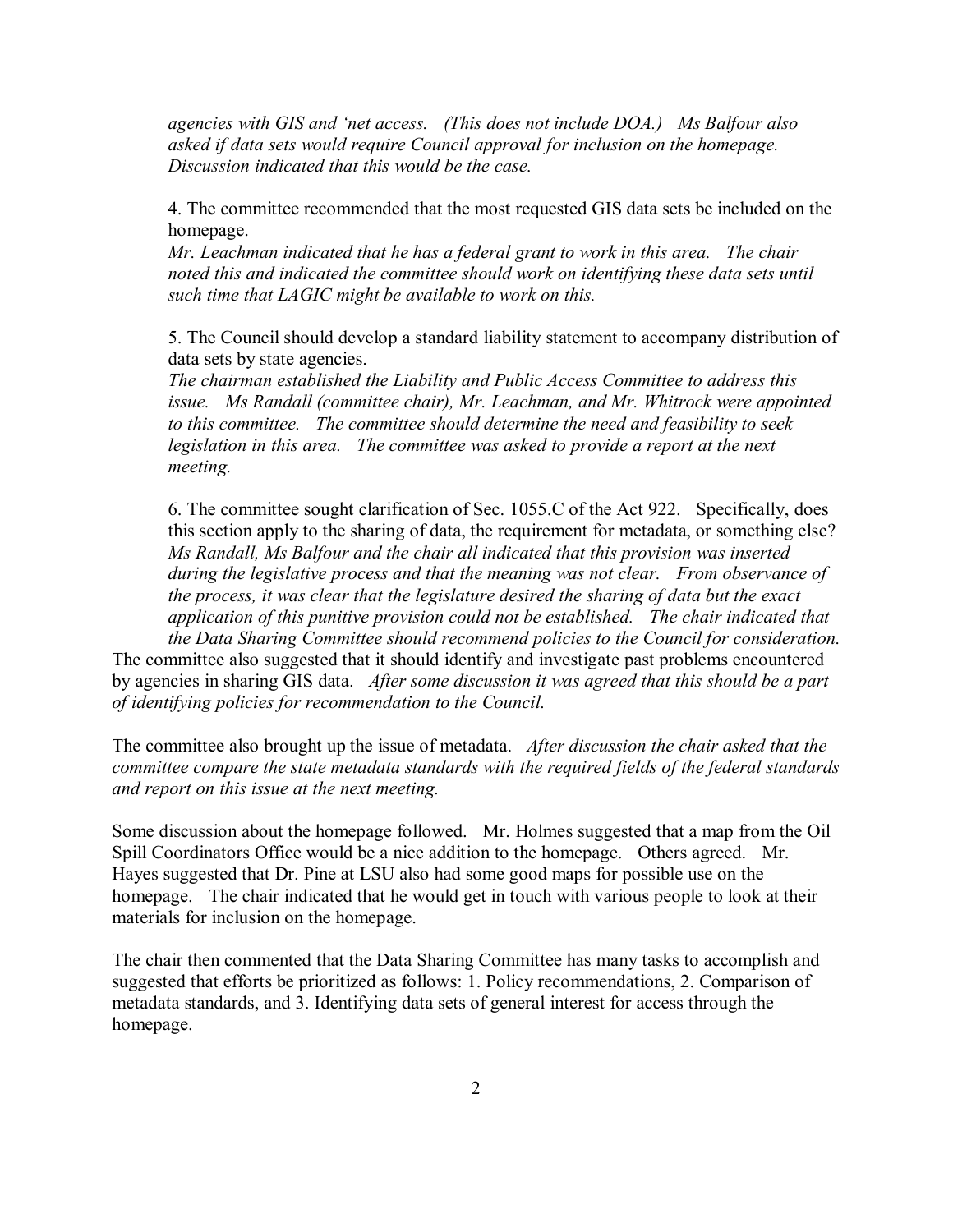*agencies with GIS and 'net access. (This does not include DOA.) Ms Balfour also asked if data sets would require Council approval for inclusion on the homepage. Discussion indicated that this would be the case.*

4. The committee recommended that the most requested GIS data sets be included on the homepage.
*Mr. Leachman indicated that he has a federal grant to work in this area. The chair noted this and indicated the committee should work on identifying these data sets until such time that LAGIC might be available to work on this.*

5. The Council should develop a standard liability statement to accompany distribution of data sets by state agencies.
*The chairman established the Liability and Public Access Committee to address this issue. Ms Randall (committee chair), Mr. Leachman, and Mr. Whitrock were appointed to this committee. The committee should determine the need and feasibility to seek legislation in this area. The committee was asked to provide a report at the next meeting.*

6. The committee sought clarification of Sec. 1055.C of the Act 922. Specifically, does this section apply to the sharing of data, the requirement for metadata, or something else?
*Ms Randall, Ms Balfour and the chair all indicated that this provision was inserted during the legislative process and that the meaning was not clear. From observance of the process, it was clear that the legislature desired the sharing of data but the exact application of this punitive provision could not be established. The chair indicated that the Data Sharing Committee should recommend policies to the Council for consideration.*

The committee also suggested that it should identify and investigate past problems encountered by agencies in sharing GIS data. *After some discussion it was agreed that this should be a part of identifying policies for recommendation to the Council.*

The committee also brought up the issue of metadata. *After discussion the chair asked that the committee compare the state metadata standards with the required fields of the federal standards and report on this issue at the next meeting.*

Some discussion about the homepage followed. Mr. Holmes suggested that a map from the Oil Spill Coordinators Office would be a nice addition to the homepage. Others agreed. Mr. Hayes suggested that Dr. Pine at LSU also had some good maps for possible use on the homepage. The chair indicated that he would get in touch with various people to look at their materials for inclusion on the homepage.

The chair then commented that the Data Sharing Committee has many tasks to accomplish and suggested that efforts be prioritized as follows: 1. Policy recommendations, 2. Comparison of metadata standards, and 3. Identifying data sets of general interest for access through the homepage.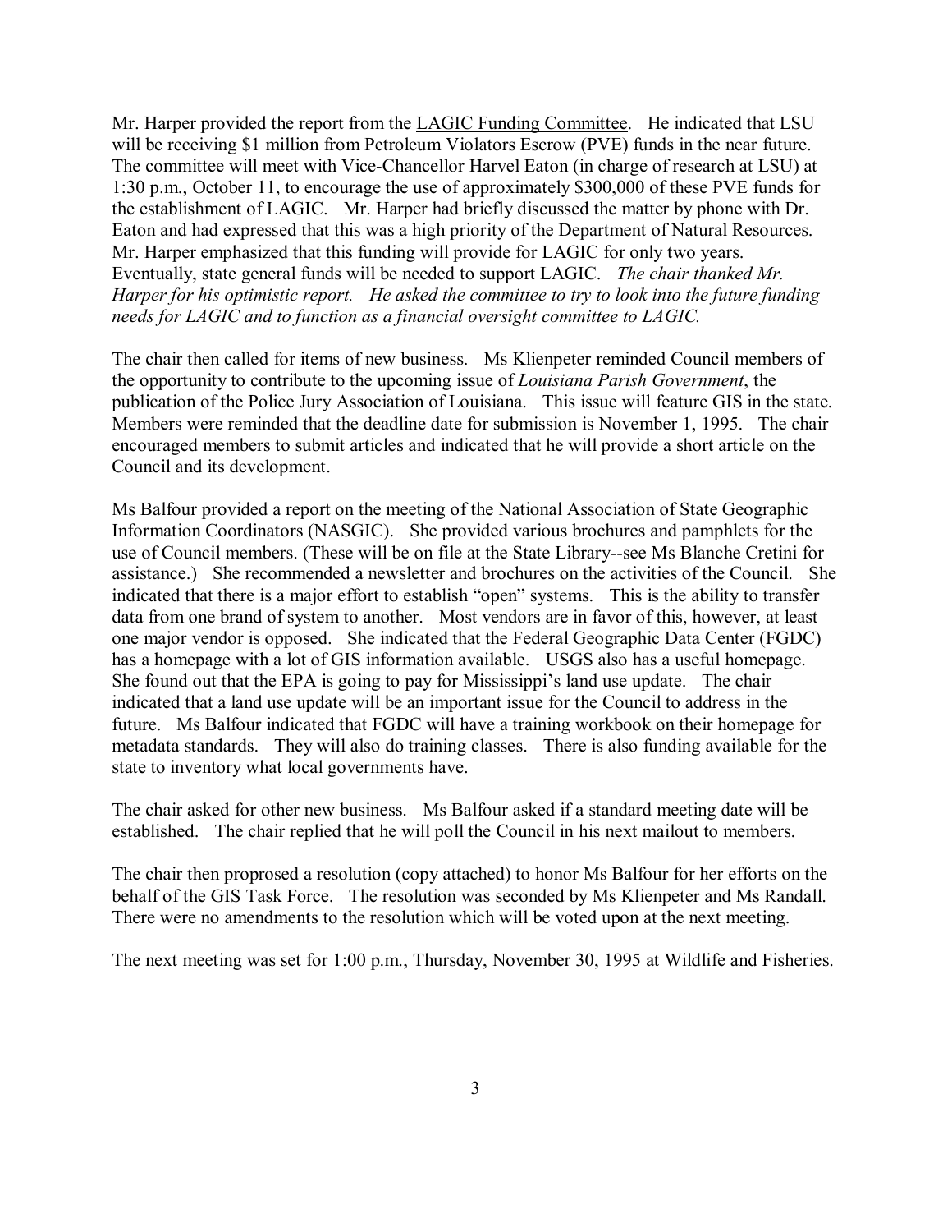Mr. Harper provided the report from the LAGIC Funding Committee. He indicated that LSU will be receiving $1 million from Petroleum Violators Escrow (PVE) funds in the near future. The committee will meet with Vice-Chancellor Harvel Eaton (in charge of research at LSU) at 1:30 p.m., October 11, to encourage the use of approximately $300,000 of these PVE funds for the establishment of LAGIC. Mr. Harper had briefly discussed the matter by phone with Dr. Eaton and had expressed that this was a high priority of the Department of Natural Resources. Mr. Harper emphasized that this funding will provide for LAGIC for only two years. Eventually, state general funds will be needed to support LAGIC. *The chair thanked Mr. Harper for his optimistic report. He asked the committee to try to look into the future funding needs for LAGIC and to function as a financial oversight committee to LAGIC.*

The chair then called for items of new business. Ms Klienpeter reminded Council members of the opportunity to contribute to the upcoming issue of *Louisiana Parish Government*, the publication of the Police Jury Association of Louisiana. This issue will feature GIS in the state. Members were reminded that the deadline date for submission is November 1, 1995. The chair encouraged members to submit articles and indicated that he will provide a short article on the Council and its development.

Ms Balfour provided a report on the meeting of the National Association of State Geographic Information Coordinators (NASGIC). She provided various brochures and pamphlets for the use of Council members. (These will be on file at the State Library--see Ms Blanche Cretini for assistance.) She recommended a newsletter and brochures on the activities of the Council. She indicated that there is a major effort to establish "open" systems. This is the ability to transfer data from one brand of system to another. Most vendors are in favor of this, however, at least one major vendor is opposed. She indicated that the Federal Geographic Data Center (FGDC) has a homepage with a lot of GIS information available. USGS also has a useful homepage. She found out that the EPA is going to pay for Mississippi's land use update. The chair indicated that a land use update will be an important issue for the Council to address in the future. Ms Balfour indicated that FGDC will have a training workbook on their homepage for metadata standards. They will also do training classes. There is also funding available for the state to inventory what local governments have.

The chair asked for other new business. Ms Balfour asked if a standard meeting date will be established. The chair replied that he will poll the Council in his next mailout to members.

The chair then proprosed a resolution (copy attached) to honor Ms Balfour for her efforts on the behalf of the GIS Task Force. The resolution was seconded by Ms Klienpeter and Ms Randall. There were no amendments to the resolution which will be voted upon at the next meeting.

The next meeting was set for 1:00 p.m., Thursday, November 30, 1995 at Wildlife and Fisheries.